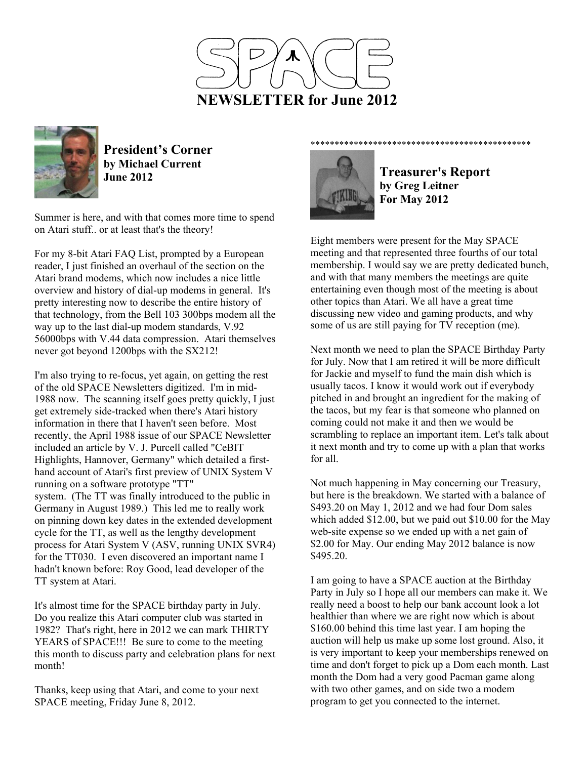# SPACE

# NEWSLETTER for June 2012

## President's Corner
**by Michael Current**
**June 2012**

Summer is here, and with that comes more time to spend on Atari stuff.. or at least that's the theory!

For my 8-bit Atari FAQ List, prompted by a European reader, I just finished an overhaul of the section on the Atari brand modems, which now includes a nice little overview and history of dial-up modems in general. It's pretty interesting now to describe the entire history of that technology, from the Bell 103 300bps modem all the way up to the last dial-up modem standards, V.92 56000bps with V.44 data compression. Atari themselves never got beyond 1200bps with the SX212!

I'm also trying to re-focus, yet again, on getting the rest of the old SPACE Newsletters digitized. I'm in mid-1988 now. The scanning itself goes pretty quickly, I just get extremely side-tracked when there's Atari history information in there that I haven't seen before. Most recently, the April 1988 issue of our SPACE Newsletter included an article by V. J. Purcell called "CeBIT Highlights, Hannover, Germany" which detailed a first-hand account of Atari's first preview of UNIX System V running on a software prototype "TT" system. (The TT was finally introduced to the public in Germany in August 1989.) This led me to really work on pinning down key dates in the extended development cycle for the TT, as well as the lengthy development process for Atari System V (ASV, running UNIX SVR4) for the TT030. I even discovered an important name I hadn't known before: Roy Good, lead developer of the TT system at Atari.

It's almost time for the SPACE birthday party in July. Do you realize this Atari computer club was started in 1982? That's right, here in 2012 we can mark THIRTY YEARS of SPACE!!! Be sure to come to the meeting this month to discuss party and celebration plans for next month!

Thanks, keep using that Atari, and come to your next SPACE meeting, Friday June 8, 2012.

*********************************************

## Treasurer's Report
**by Greg Leitner**
**For May 2012**

Eight members were present for the May SPACE meeting and that represented three fourths of our total membership. I would say we are pretty dedicated bunch, and with that many members the meetings are quite entertaining even though most of the meeting is about other topics than Atari. We all have a great time discussing new video and gaming products, and why some of us are still paying for TV reception (me).

Next month we need to plan the SPACE Birthday Party for July. Now that I am retired it will be more difficult for Jackie and myself to fund the main dish which is usually tacos. I know it would work out if everybody pitched in and brought an ingredient for the making of the tacos, but my fear is that someone who planned on coming could not make it and then we would be scrambling to replace an important item. Let's talk about it next month and try to come up with a plan that works for all.

Not much happening in May concerning our Treasury, but here is the breakdown. We started with a balance of $493.20 on May 1, 2012 and we had four Dom sales which added $12.00, but we paid out $10.00 for the May web-site expense so we ended up with a net gain of $2.00 for May. Our ending May 2012 balance is now $495.20.

I am going to have a SPACE auction at the Birthday Party in July so I hope all our members can make it. We really need a boost to help our bank account look a lot healthier than where we are right now which is about $160.00 behind this time last year. I am hoping the auction will help us make up some lost ground. Also, it is very important to keep your memberships renewed on time and don't forget to pick up a Dom each month. Last month the Dom had a very good Pacman game along with two other games, and on side two a modem program to get you connected to the internet.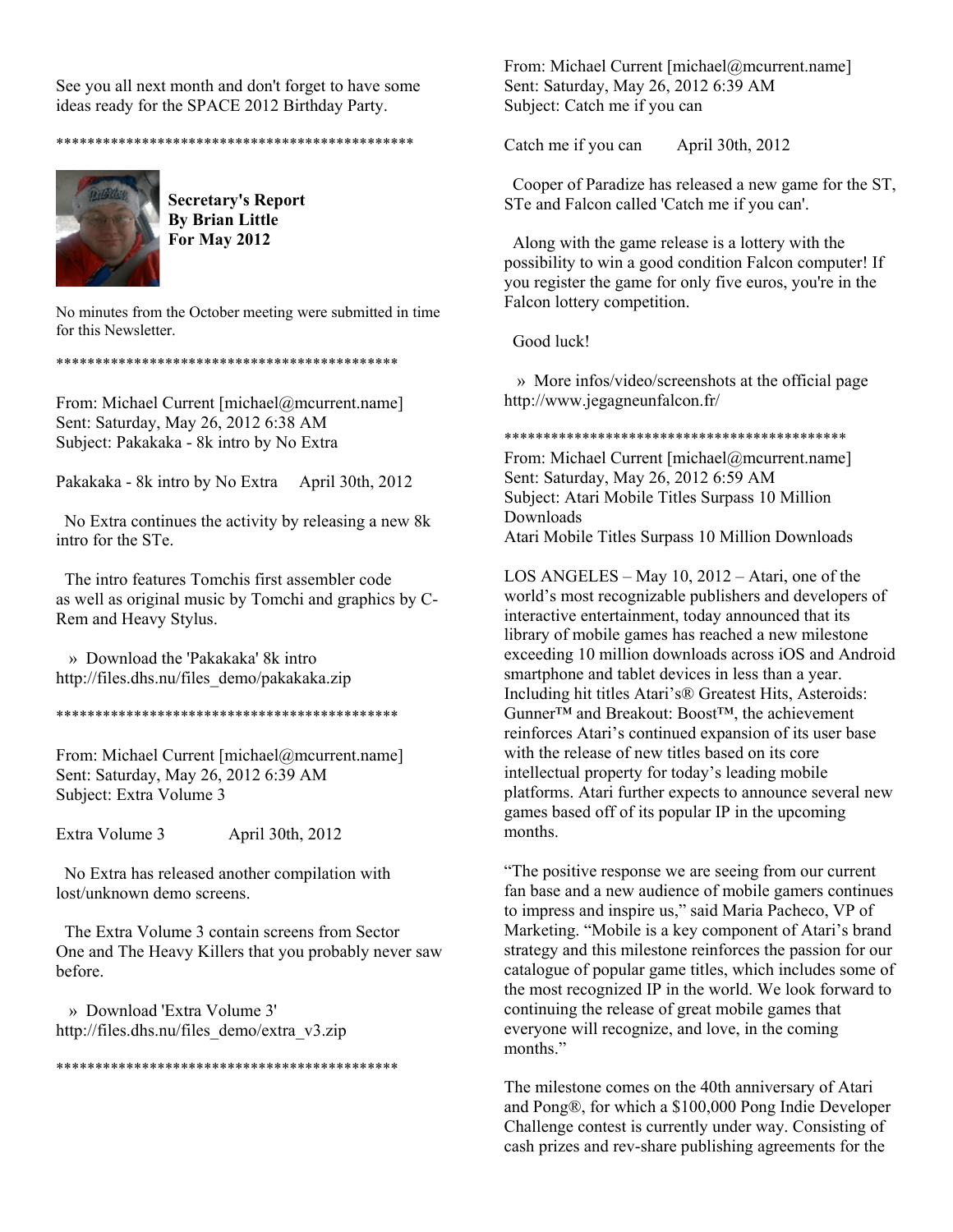See you all next month and don't forget to have some ideas ready for the SPACE 2012 Birthday Party.

**********************************************

**Secretary's Report**
**By Brian Little**
**For May 2012**

No minutes from the October meeting were submitted in time for this Newsletter.

********************************************

From: Michael Current [michael@mcurrent.name]
Sent: Saturday, May 26, 2012 6:38 AM
Subject: Pakakaka - 8k intro by No Extra

Pakakaka - 8k intro by No Extra     April 30th, 2012

No Extra continues the activity by releasing a new 8k intro for the STe.

The intro features Tomchis first assembler code as well as original music by Tomchi and graphics by C-Rem and Heavy Stylus.

» Download the 'Pakakaka' 8k intro
http://files.dhs.nu/files_demo/pakakaka.zip

********************************************

From: Michael Current [michael@mcurrent.name]
Sent: Saturday, May 26, 2012 6:39 AM
Subject: Extra Volume 3

Extra Volume 3          April 30th, 2012

No Extra has released another compilation with lost/unknown demo screens.

The Extra Volume 3 contain screens from Sector One and The Heavy Killers that you probably never saw before.

» Download 'Extra Volume 3'
http://files.dhs.nu/files_demo/extra_v3.zip

********************************************

From: Michael Current [michael@mcurrent.name]
Sent: Saturday, May 26, 2012 6:39 AM
Subject: Catch me if you can

Catch me if you can       April 30th, 2012

Cooper of Paradize has released a new game for the ST, STe and Falcon called 'Catch me if you can'.

Along with the game release is a lottery with the possibility to win a good condition Falcon computer! If you register the game for only five euros, you're in the Falcon lottery competition.

Good luck!

» More infos/video/screenshots at the official page
http://www.jegagneunfalcon.fr/

********************************************

From: Michael Current [michael@mcurrent.name]
Sent: Saturday, May 26, 2012 6:59 AM
Subject: Atari Mobile Titles Surpass 10 Million Downloads
Atari Mobile Titles Surpass 10 Million Downloads

LOS ANGELES – May 10, 2012 – Atari, one of the world's most recognizable publishers and developers of interactive entertainment, today announced that its library of mobile games has reached a new milestone exceeding 10 million downloads across iOS and Android smartphone and tablet devices in less than a year. Including hit titles Atari's® Greatest Hits, Asteroids: Gunner™ and Breakout: Boost™, the achievement reinforces Atari's continued expansion of its user base with the release of new titles based on its core intellectual property for today's leading mobile platforms. Atari further expects to announce several new games based off of its popular IP in the upcoming months.

"The positive response we are seeing from our current fan base and a new audience of mobile gamers continues to impress and inspire us," said Maria Pacheco, VP of Marketing. "Mobile is a key component of Atari's brand strategy and this milestone reinforces the passion for our catalogue of popular game titles, which includes some of the most recognized IP in the world. We look forward to continuing the release of great mobile games that everyone will recognize, and love, in the coming months."

The milestone comes on the 40th anniversary of Atari and Pong®, for which a $100,000 Pong Indie Developer Challenge contest is currently under way. Consisting of cash prizes and rev-share publishing agreements for the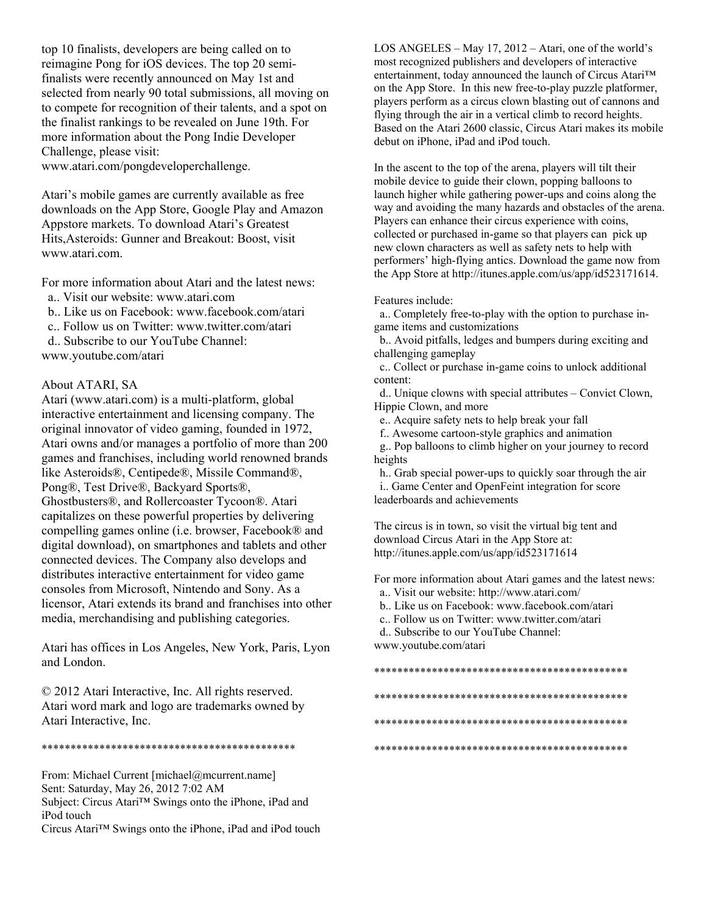top 10 finalists, developers are being called on to reimagine Pong for iOS devices. The top 20 semi-finalists were recently announced on May 1st and selected from nearly 90 total submissions, all moving on to compete for recognition of their talents, and a spot on the finalist rankings to be revealed on June 19th. For more information about the Pong Indie Developer Challenge, please visit: www.atari.com/pongdeveloperchallenge.

Atari's mobile games are currently available as free downloads on the App Store, Google Play and Amazon Appstore markets. To download Atari's Greatest Hits,Asteroids: Gunner and Breakout: Boost, visit www.atari.com.

For more information about Atari and the latest news:
 a.. Visit our website: www.atari.com
 b.. Like us on Facebook: www.facebook.com/atari
 c.. Follow us on Twitter: www.twitter.com/atari
 d.. Subscribe to our YouTube Channel: www.youtube.com/atari

About ATARI, SA

Atari (www.atari.com) is a multi-platform, global interactive entertainment and licensing company. The original innovator of video gaming, founded in 1972, Atari owns and/or manages a portfolio of more than 200 games and franchises, including world renowned brands like Asteroids®, Centipede®, Missile Command®, Pong®, Test Drive®, Backyard Sports®, Ghostbusters®, and Rollercoaster Tycoon®. Atari capitalizes on these powerful properties by delivering compelling games online (i.e. browser, Facebook® and digital download), on smartphones and tablets and other connected devices. The Company also develops and distributes interactive entertainment for video game consoles from Microsoft, Nintendo and Sony. As a licensor, Atari extends its brand and franchises into other media, merchandising and publishing categories.

Atari has offices in Los Angeles, New York, Paris, Lyon and London.

© 2012 Atari Interactive, Inc. All rights reserved. Atari word mark and logo are trademarks owned by Atari Interactive, Inc.

********************************************

From: Michael Current [michael@mcurrent.name]
Sent: Saturday, May 26, 2012 7:02 AM
Subject: Circus Atari™ Swings onto the iPhone, iPad and iPod touch

Circus Atari™ Swings onto the iPhone, iPad and iPod touch

LOS ANGELES – May 17, 2012 – Atari, one of the world's most recognized publishers and developers of interactive entertainment, today announced the launch of Circus Atari™ on the App Store. In this new free-to-play puzzle platformer, players perform as a circus clown blasting out of cannons and flying through the air in a vertical climb to record heights. Based on the Atari 2600 classic, Circus Atari makes its mobile debut on iPhone, iPad and iPod touch.

In the ascent to the top of the arena, players will tilt their mobile device to guide their clown, popping balloons to launch higher while gathering power-ups and coins along the way and avoiding the many hazards and obstacles of the arena. Players can enhance their circus experience with coins, collected or purchased in-game so that players can pick up new clown characters as well as safety nets to help with performers' high-flying antics. Download the game now from the App Store at http://itunes.apple.com/us/app/id523171614.

Features include:
 a.. Completely free-to-play with the option to purchase in-game items and customizations
 b.. Avoid pitfalls, ledges and bumpers during exciting and challenging gameplay
 c.. Collect or purchase in-game coins to unlock additional content:
 d.. Unique clowns with special attributes – Convict Clown, Hippie Clown, and more
 e.. Acquire safety nets to help break your fall
 f.. Awesome cartoon-style graphics and animation
 g.. Pop balloons to climb higher on your journey to record heights
 h.. Grab special power-ups to quickly soar through the air
 i.. Game Center and OpenFeint integration for score leaderboards and achievements

The circus is in town, so visit the virtual big tent and download Circus Atari in the App Store at: http://itunes.apple.com/us/app/id523171614

For more information about Atari games and the latest news:
 a.. Visit our website: http://www.atari.com/
 b.. Like us on Facebook: www.facebook.com/atari
 c.. Follow us on Twitter: www.twitter.com/atari
 d.. Subscribe to our YouTube Channel: www.youtube.com/atari

********************************************

********************************************

********************************************

********************************************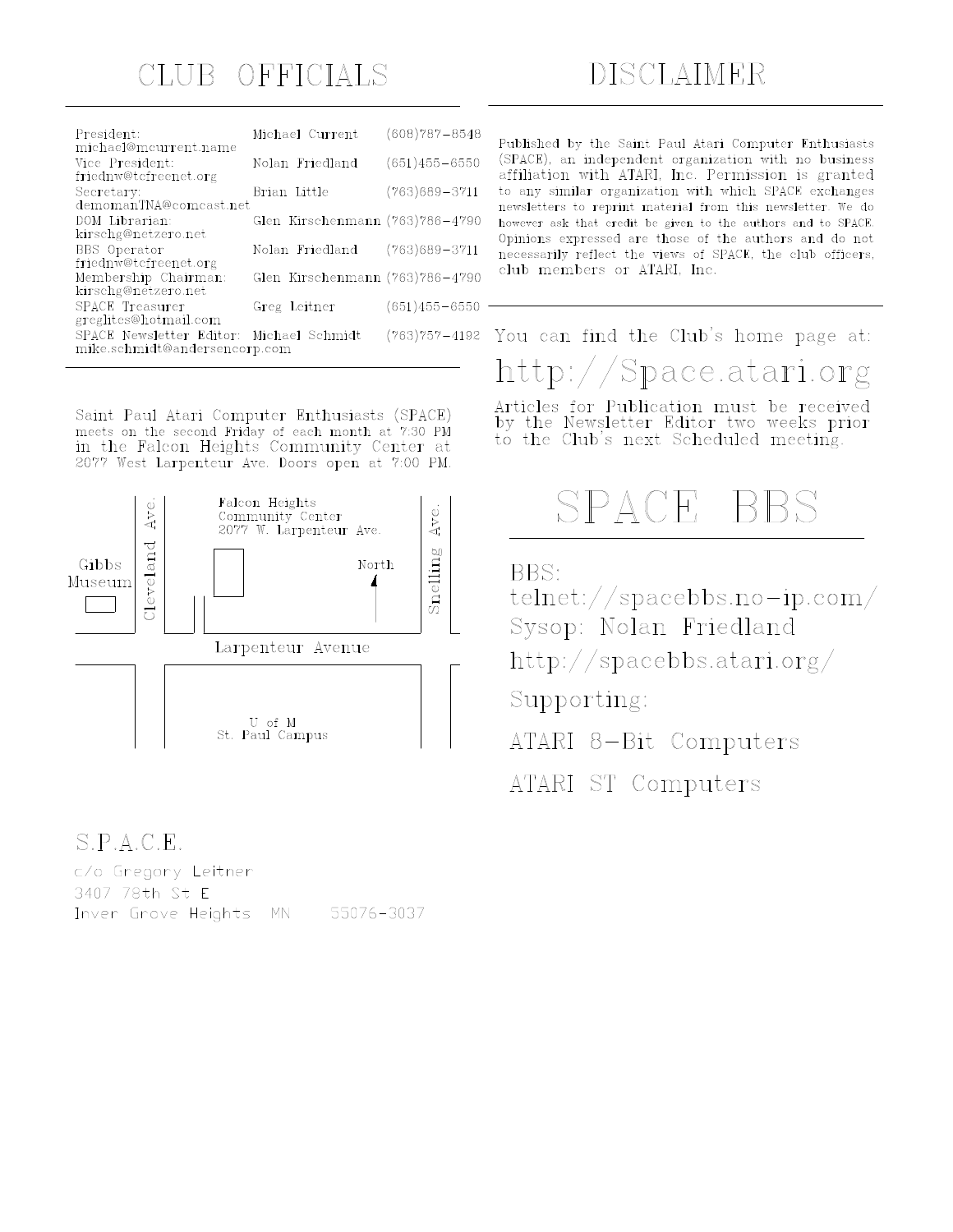# CLUB OFFICIALS

| | | |
|---|---|---|
| President: michael@mcurrent.name | Michael Current | (608)787-8548 |
| Vice President: friednw@tcfreenet.org | Nolan Friedland | (651)455-6550 |
| Secretary: demomanTNA@comcast.net | Brian Little | (763)689-3711 |
| DOM Librarian: kirschg@netzero.net | Glen Kirschenmann | (763)786-4790 |
| BBS Operator friednw@tcfreenet.org | Nolan Friedland | (763)689-3711 |
| Membership Chairman: kirschg@netzero.net | Glen Kirschenmann | (763)786-4790 |
| SPACE Treasurer greglites@hotmail.com | Greg Leitner | (651)455-6550 |
| SPACE Newsletter Editor: mike.schmidt@andersencorp.com | Michael Schmidt | (763)757-4192 |

Saint Paul Atari Computer Enthusiasts (SPACE) meets on the second Friday of each month at 7:30 PM in the Falcon Heights Community Center at 2077 West Larpenteur Ave. Doors open at 7:00 PM.

Falcon Heights Community Center 2077 W. Larpenteur Ave.

Gibbs Museum

Cleveland Ave.

Snelling Ave.

North

Larpenteur Avenue

U of M St. Paul Campus

S.P.A.C.E.

c/o Gregory Leitner
3407 78th St E
Inver Grove Heights MN 55076-3037

# DISCLAIMER

Published by the Saint Paul Atari Computer Enthusiasts (SPACE), an independent organization with no business affiliation with ATARI, Inc. Permission is granted to any similar organization with which SPACE exchanges newsletters to reprint material from this newsletter. We do however ask that credit be given to the authors and to SPACE. Opinions expressed are those of the authors and do not necessarily reflect the views of SPACE, the club officers, club members or ATARI, Inc.

You can find the Club's home page at:

http://Space.atari.org

Articles for Publication must be received by the Newsletter Editor two weeks prior to the Club's next Scheduled meeting.

# SPACE BBS

BBS: telnet://spacebbs.no-ip.com/

Sysop: Nolan Friedland

http://spacebbs.atari.org/

Supporting:

ATARI 8-Bit Computers

ATARI ST Computers